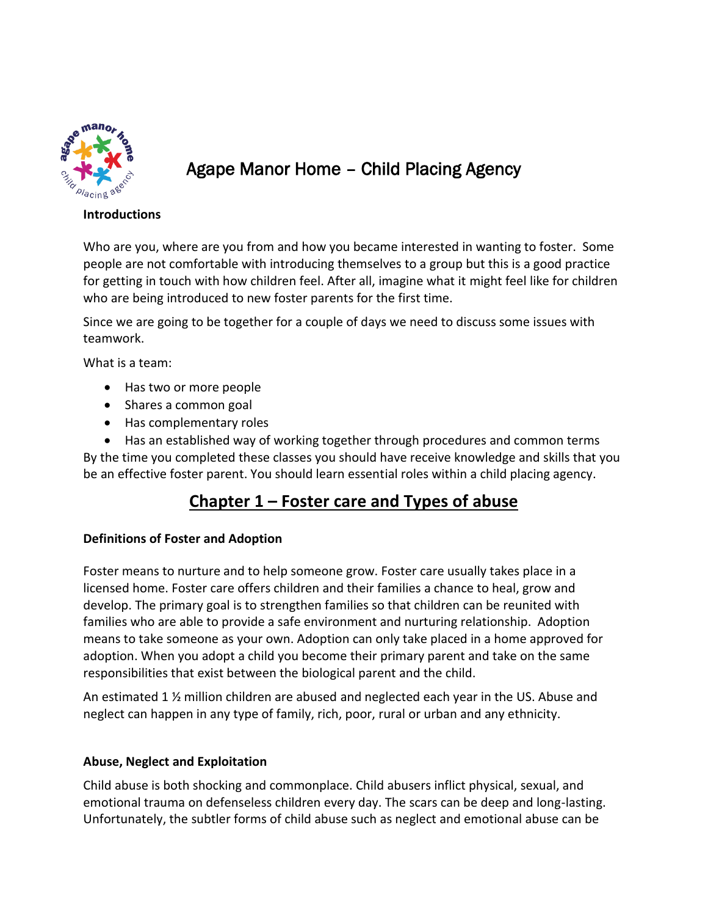# Agape Manor Home – Child Placing Agency

**Introductions**

Who are you, where are you from and how you became interested in wanting to foster. Some people are not comfortable with introducing themselves to a group but this is a good practice for getting in touch with how children feel. After all, imagine what it might feel like for children who are being introduced to new foster parents for the first time.

Since we are going to be together for a couple of days we need to discuss some issues with teamwork.

What is a team:

- Has two or more people
- Shares a common goal
- Has complementary roles
- Has an established way of working together through procedures and common terms

By the time you completed these classes you should have receive knowledge and skills that you be an effective foster parent. You should learn essential roles within a child placing agency.

## Chapter 1 – Foster care and Types of abuse

**Definitions of Foster and Adoption**

Foster means to nurture and to help someone grow. Foster care usually takes place in a licensed home. Foster care offers children and their families a chance to heal, grow and develop. The primary goal is to strengthen families so that children can be reunited with families who are able to provide a safe environment and nurturing relationship. Adoption means to take someone as your own. Adoption can only take placed in a home approved for adoption. When you adopt a child you become their primary parent and take on the same responsibilities that exist between the biological parent and the child.

An estimated 1 ½ million children are abused and neglected each year in the US. Abuse and neglect can happen in any type of family, rich, poor, rural or urban and any ethnicity.

**Abuse, Neglect and Exploitation**

Child abuse is both shocking and commonplace. Child abusers inflict physical, sexual, and emotional trauma on defenseless children every day. The scars can be deep and long-lasting. Unfortunately, the subtler forms of child abuse such as neglect and emotional abuse can be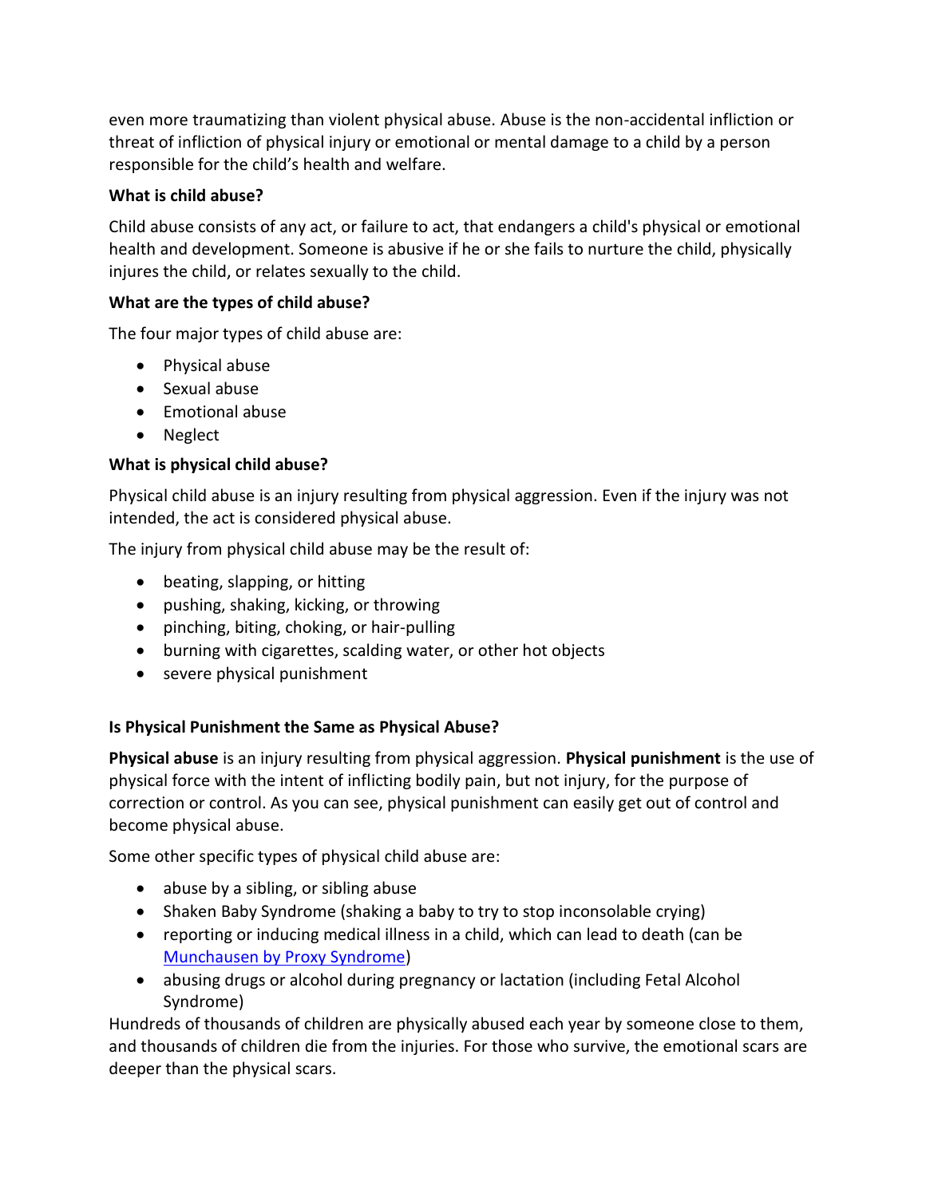even more traumatizing than violent physical abuse. Abuse is the non-accidental infliction or threat of infliction of physical injury or emotional or mental damage to a child by a person responsible for the child's health and welfare.

**What is child abuse?**

Child abuse consists of any act, or failure to act, that endangers a child's physical or emotional health and development. Someone is abusive if he or she fails to nurture the child, physically injures the child, or relates sexually to the child.

**What are the types of child abuse?**

The four major types of child abuse are:

- Physical abuse
- Sexual abuse
- Emotional abuse
- Neglect

**What is physical child abuse?**

Physical child abuse is an injury resulting from physical aggression. Even if the injury was not intended, the act is considered physical abuse.

The injury from physical child abuse may be the result of:

- beating, slapping, or hitting
- pushing, shaking, kicking, or throwing
- pinching, biting, choking, or hair-pulling
- burning with cigarettes, scalding water, or other hot objects
- severe physical punishment

**Is Physical Punishment the Same as Physical Abuse?**

**Physical abuse** is an injury resulting from physical aggression. **Physical punishment** is the use of physical force with the intent of inflicting bodily pain, but not injury, for the purpose of correction or control. As you can see, physical punishment can easily get out of control and become physical abuse.

Some other specific types of physical child abuse are:

- abuse by a sibling, or sibling abuse
- Shaken Baby Syndrome (shaking a baby to try to stop inconsolable crying)
- reporting or inducing medical illness in a child, which can lead to death (can be [Munchausen by Proxy Syndrome](#))
- abusing drugs or alcohol during pregnancy or lactation (including Fetal Alcohol Syndrome)

Hundreds of thousands of children are physically abused each year by someone close to them, and thousands of children die from the injuries. For those who survive, the emotional scars are deeper than the physical scars.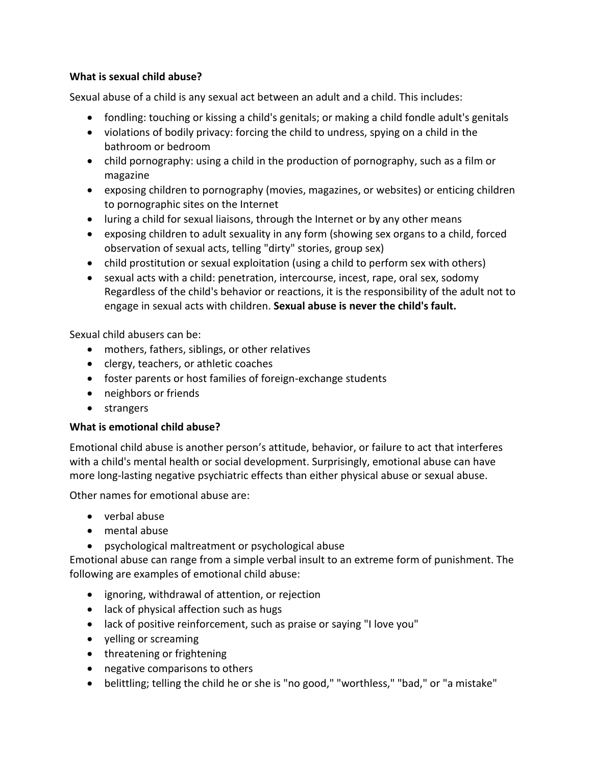**What is sexual child abuse?**

Sexual abuse of a child is any sexual act between an adult and a child. This includes:

- fondling: touching or kissing a child's genitals; or making a child fondle adult's genitals
- violations of bodily privacy: forcing the child to undress, spying on a child in the bathroom or bedroom
- child pornography: using a child in the production of pornography, such as a film or magazine
- exposing children to pornography (movies, magazines, or websites) or enticing children to pornographic sites on the Internet
- luring a child for sexual liaisons, through the Internet or by any other means
- exposing children to adult sexuality in any form (showing sex organs to a child, forced observation of sexual acts, telling "dirty" stories, group sex)
- child prostitution or sexual exploitation (using a child to perform sex with others)
- sexual acts with a child: penetration, intercourse, incest, rape, oral sex, sodomy

Regardless of the child's behavior or reactions, it is the responsibility of the adult not to engage in sexual acts with children. **Sexual abuse is never the child's fault.**

Sexual child abusers can be:

- mothers, fathers, siblings, or other relatives
- clergy, teachers, or athletic coaches
- foster parents or host families of foreign-exchange students
- neighbors or friends
- strangers

**What is emotional child abuse?**

Emotional child abuse is another person's attitude, behavior, or failure to act that interferes with a child's mental health or social development. Surprisingly, emotional abuse can have more long-lasting negative psychiatric effects than either physical abuse or sexual abuse.

Other names for emotional abuse are:

- verbal abuse
- mental abuse
- psychological maltreatment or psychological abuse

Emotional abuse can range from a simple verbal insult to an extreme form of punishment. The following are examples of emotional child abuse:

- ignoring, withdrawal of attention, or rejection
- lack of physical affection such as hugs
- lack of positive reinforcement, such as praise or saying "I love you"
- yelling or screaming
- threatening or frightening
- negative comparisons to others
- belittling; telling the child he or she is "no good," "worthless," "bad," or "a mistake"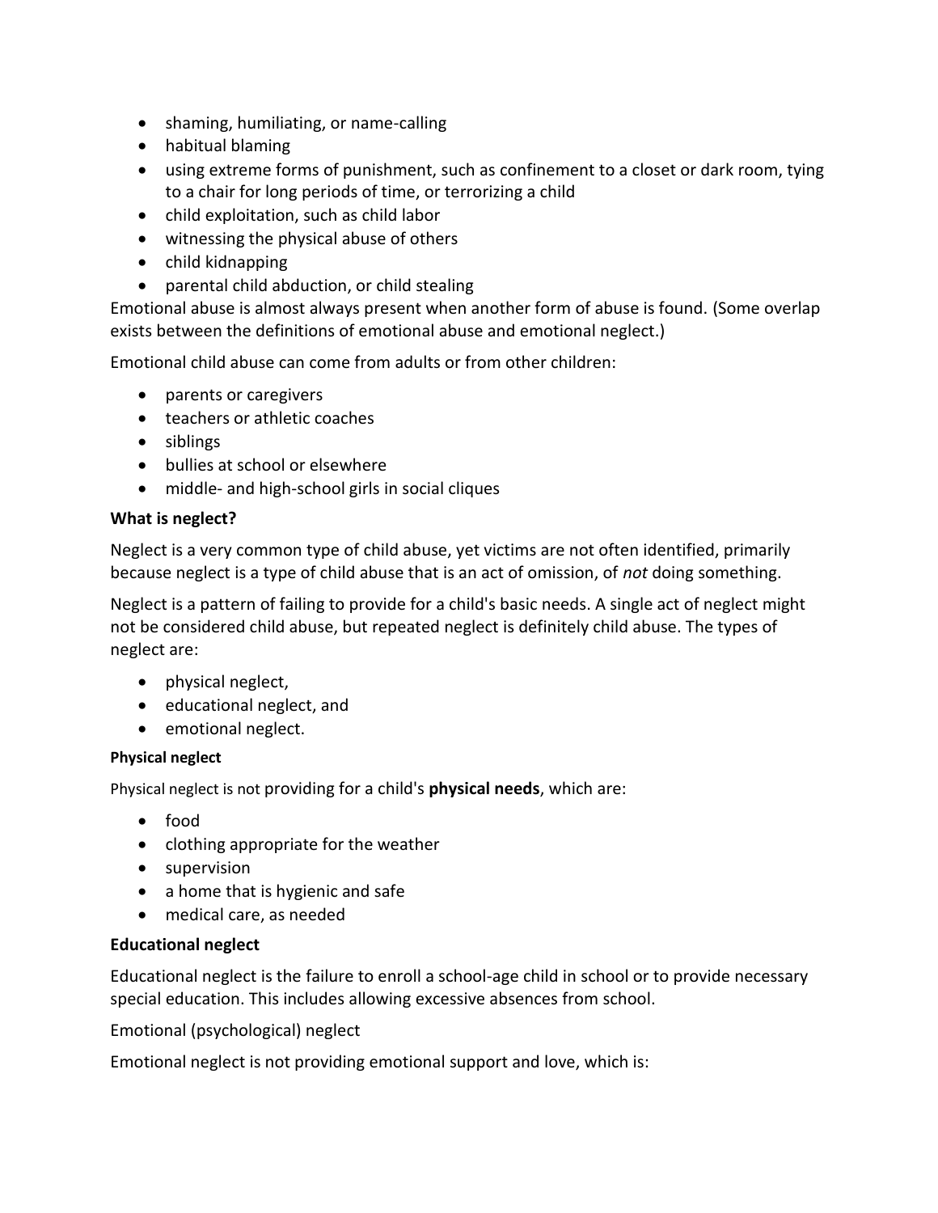- shaming, humiliating, or name-calling
- habitual blaming
- using extreme forms of punishment, such as confinement to a closet or dark room, tying to a chair for long periods of time, or terrorizing a child
- child exploitation, such as child labor
- witnessing the physical abuse of others
- child kidnapping
- parental child abduction, or child stealing

Emotional abuse is almost always present when another form of abuse is found. (Some overlap exists between the definitions of emotional abuse and emotional neglect.)

Emotional child abuse can come from adults or from other children:

- parents or caregivers
- teachers or athletic coaches
- siblings
- bullies at school or elsewhere
- middle- and high-school girls in social cliques

**What is neglect?**

Neglect is a very common type of child abuse, yet victims are not often identified, primarily because neglect is a type of child abuse that is an act of omission, of *not* doing something.

Neglect is a pattern of failing to provide for a child's basic needs. A single act of neglect might not be considered child abuse, but repeated neglect is definitely child abuse. The types of neglect are:

- physical neglect,
- educational neglect, and
- emotional neglect.

**Physical neglect**

Physical neglect is not providing for a child's **physical needs**, which are:

- food
- clothing appropriate for the weather
- supervision
- a home that is hygienic and safe
- medical care, as needed

**Educational neglect**

Educational neglect is the failure to enroll a school-age child in school or to provide necessary special education. This includes allowing excessive absences from school.

Emotional (psychological) neglect

Emotional neglect is not providing emotional support and love, which is: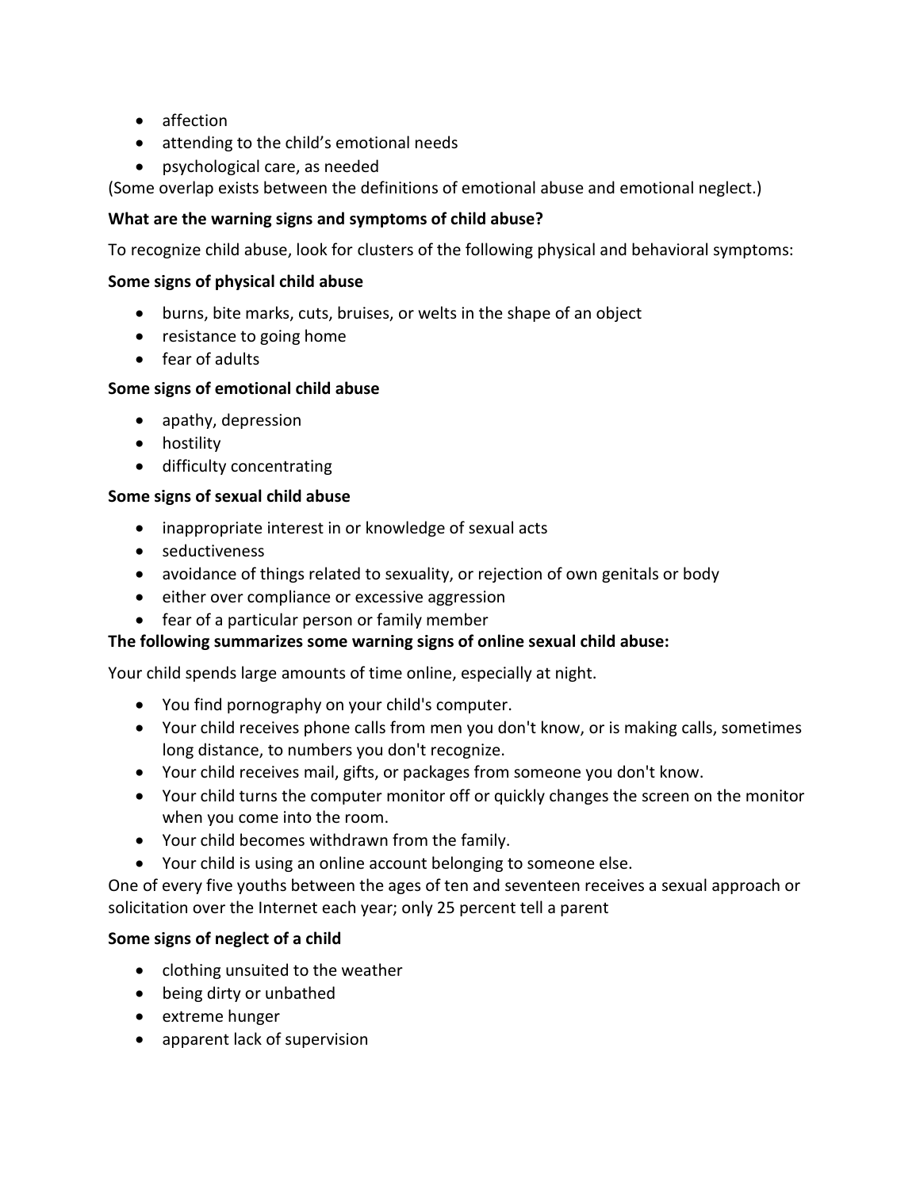- affection
- attending to the child's emotional needs
- psychological care, as needed

(Some overlap exists between the definitions of emotional abuse and emotional neglect.)

**What are the warning signs and symptoms of child abuse?**

To recognize child abuse, look for clusters of the following physical and behavioral symptoms:

**Some signs of physical child abuse**

- burns, bite marks, cuts, bruises, or welts in the shape of an object
- resistance to going home
- fear of adults

**Some signs of emotional child abuse**

- apathy, depression
- hostility
- difficulty concentrating

**Some signs of sexual child abuse**

- inappropriate interest in or knowledge of sexual acts
- seductiveness
- avoidance of things related to sexuality, or rejection of own genitals or body
- either over compliance or excessive aggression
- fear of a particular person or family member

**The following summarizes some warning signs of online sexual child abuse:**

Your child spends large amounts of time online, especially at night.

- You find pornography on your child's computer.
- Your child receives phone calls from men you don't know, or is making calls, sometimes long distance, to numbers you don't recognize.
- Your child receives mail, gifts, or packages from someone you don't know.
- Your child turns the computer monitor off or quickly changes the screen on the monitor when you come into the room.
- Your child becomes withdrawn from the family.
- Your child is using an online account belonging to someone else.

One of every five youths between the ages of ten and seventeen receives a sexual approach or solicitation over the Internet each year; only 25 percent tell a parent

**Some signs of neglect of a child**

- clothing unsuited to the weather
- being dirty or unbathed
- extreme hunger
- apparent lack of supervision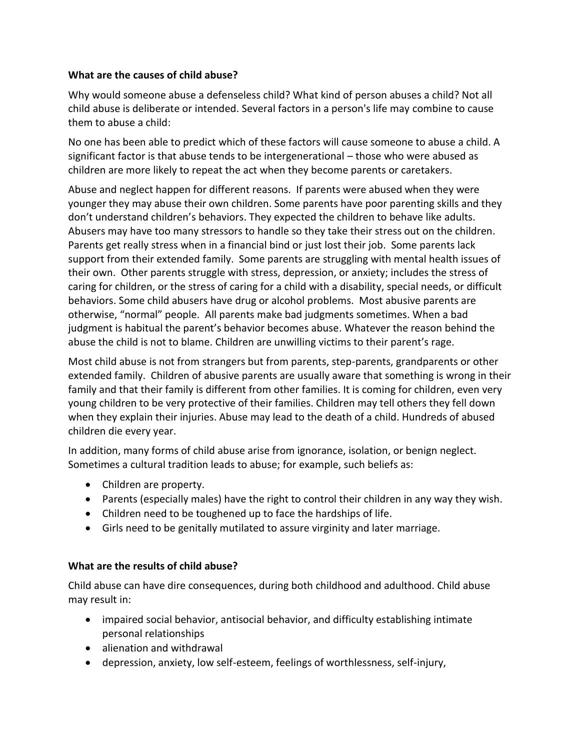**What are the causes of child abuse?**

Why would someone abuse a defenseless child? What kind of person abuses a child? Not all child abuse is deliberate or intended. Several factors in a person's life may combine to cause them to abuse a child:

No one has been able to predict which of these factors will cause someone to abuse a child. A significant factor is that abuse tends to be intergenerational – those who were abused as children are more likely to repeat the act when they become parents or caretakers.

Abuse and neglect happen for different reasons. If parents were abused when they were younger they may abuse their own children. Some parents have poor parenting skills and they don't understand children's behaviors. They expected the children to behave like adults. Abusers may have too many stressors to handle so they take their stress out on the children. Parents get really stress when in a financial bind or just lost their job. Some parents lack support from their extended family. Some parents are struggling with mental health issues of their own. Other parents struggle with stress, depression, or anxiety; includes the stress of caring for children, or the stress of caring for a child with a disability, special needs, or difficult behaviors. Some child abusers have drug or alcohol problems. Most abusive parents are otherwise, "normal" people. All parents make bad judgments sometimes. When a bad judgment is habitual the parent's behavior becomes abuse. Whatever the reason behind the abuse the child is not to blame. Children are unwilling victims to their parent's rage.

Most child abuse is not from strangers but from parents, step-parents, grandparents or other extended family. Children of abusive parents are usually aware that something is wrong in their family and that their family is different from other families. It is coming for children, even very young children to be very protective of their families. Children may tell others they fell down when they explain their injuries. Abuse may lead to the death of a child. Hundreds of abused children die every year.

In addition, many forms of child abuse arise from ignorance, isolation, or benign neglect. Sometimes a cultural tradition leads to abuse; for example, such beliefs as:

- Children are property.
- Parents (especially males) have the right to control their children in any way they wish.
- Children need to be toughened up to face the hardships of life.
- Girls need to be genitally mutilated to assure virginity and later marriage.

**What are the results of child abuse?**

Child abuse can have dire consequences, during both childhood and adulthood. Child abuse may result in:

- impaired social behavior, antisocial behavior, and difficulty establishing intimate personal relationships
- alienation and withdrawal
- depression, anxiety, low self-esteem, feelings of worthlessness, self-injury,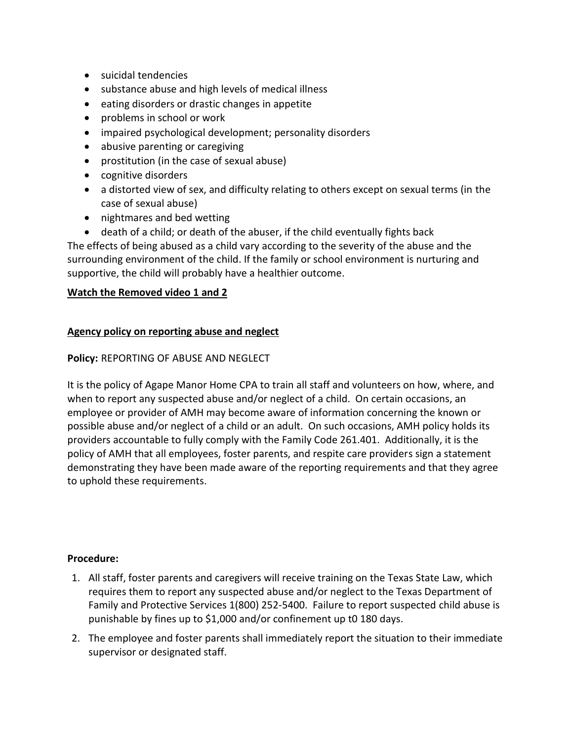- suicidal tendencies
- substance abuse and high levels of medical illness
- eating disorders or drastic changes in appetite
- problems in school or work
- impaired psychological development; personality disorders
- abusive parenting or caregiving
- prostitution (in the case of sexual abuse)
- cognitive disorders
- a distorted view of sex, and difficulty relating to others except on sexual terms (in the case of sexual abuse)
- nightmares and bed wetting
- death of a child; or death of the abuser, if the child eventually fights back

The effects of being abused as a child vary according to the severity of the abuse and the surrounding environment of the child. If the family or school environment is nurturing and supportive, the child will probably have a healthier outcome.

**Watch the Removed video 1 and 2**

**Agency policy on reporting abuse and neglect**

**Policy:** REPORTING OF ABUSE AND NEGLECT

It is the policy of Agape Manor Home CPA to train all staff and volunteers on how, where, and when to report any suspected abuse and/or neglect of a child. On certain occasions, an employee or provider of AMH may become aware of information concerning the known or possible abuse and/or neglect of a child or an adult. On such occasions, AMH policy holds its providers accountable to fully comply with the Family Code 261.401. Additionally, it is the policy of AMH that all employees, foster parents, and respite care providers sign a statement demonstrating they have been made aware of the reporting requirements and that they agree to uphold these requirements.

**Procedure:**

1. All staff, foster parents and caregivers will receive training on the Texas State Law, which requires them to report any suspected abuse and/or neglect to the Texas Department of Family and Protective Services 1(800) 252-5400. Failure to report suspected child abuse is punishable by fines up to $1,000 and/or confinement up t0 180 days.
2. The employee and foster parents shall immediately report the situation to their immediate supervisor or designated staff.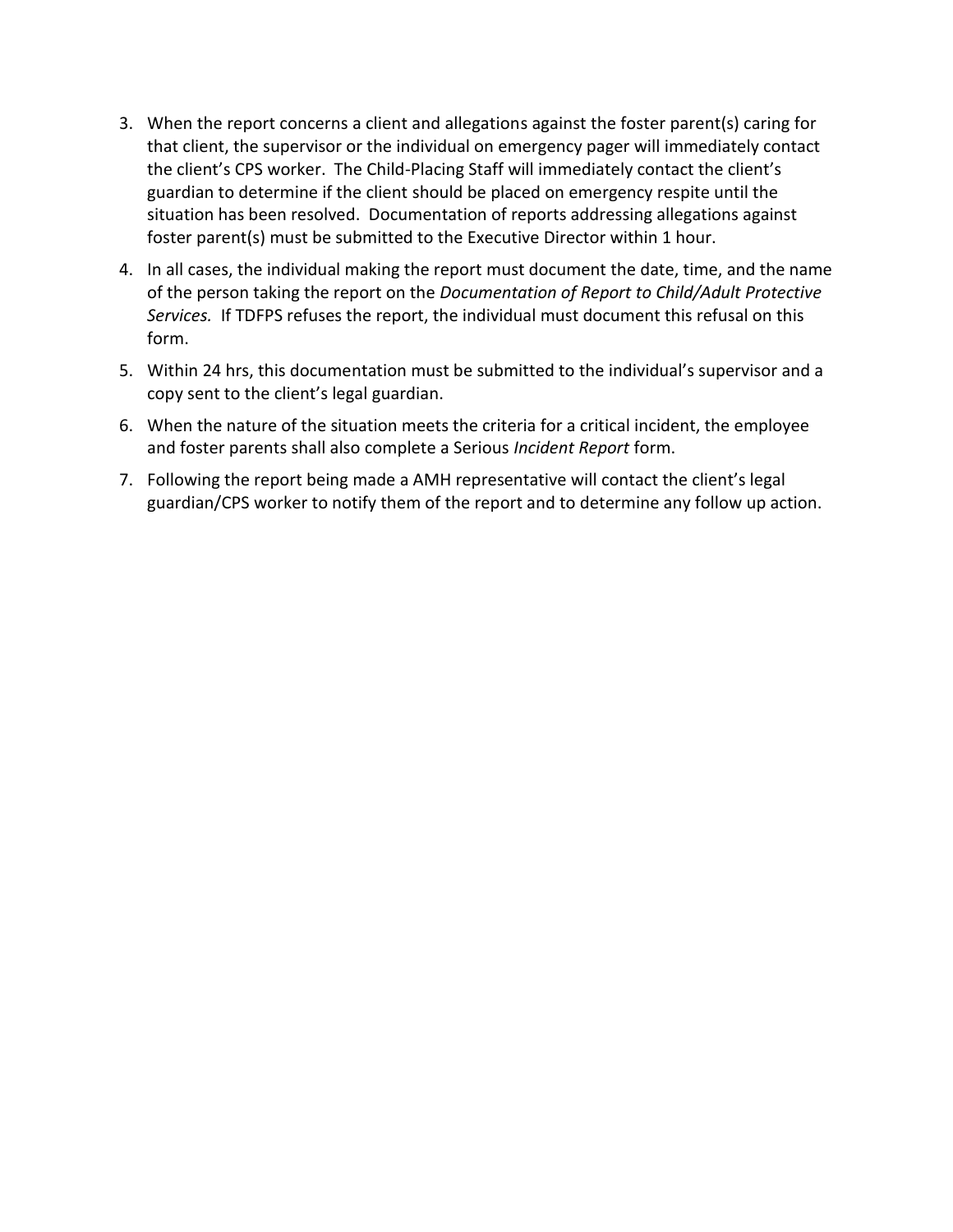3. When the report concerns a client and allegations against the foster parent(s) caring for that client, the supervisor or the individual on emergency pager will immediately contact the client's CPS worker. The Child-Placing Staff will immediately contact the client's guardian to determine if the client should be placed on emergency respite until the situation has been resolved. Documentation of reports addressing allegations against foster parent(s) must be submitted to the Executive Director within 1 hour.
4. In all cases, the individual making the report must document the date, time, and the name of the person taking the report on the *Documentation of Report to Child/Adult Protective Services.* If TDFPS refuses the report, the individual must document this refusal on this form.
5. Within 24 hrs, this documentation must be submitted to the individual's supervisor and a copy sent to the client's legal guardian.
6. When the nature of the situation meets the criteria for a critical incident, the employee and foster parents shall also complete a Serious *Incident Report* form.
7. Following the report being made a AMH representative will contact the client's legal guardian/CPS worker to notify them of the report and to determine any follow up action.